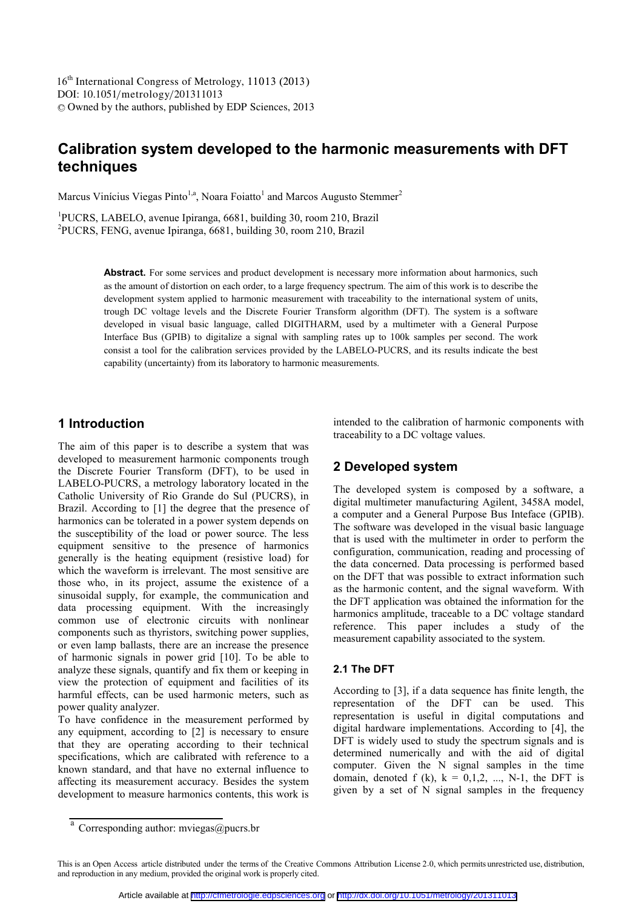# Calibration system developed to the harmonic measurements with DFT techniques

Marcus Vinícius Viegas Pinto[1,a], Noara Foiatto[1] and Marcos Augusto Stemmer[2]

[1]PUCRS, LABELO, avenue Ipiranga, 6681, building 30, room 210, Brazil
[2]PUCRS, FENG, avenue Ipiranga, 6681, building 30, room 210, Brazil

**Abstract.** For some services and product development is necessary more information about harmonics, such as the amount of distortion on each order, to a large frequency spectrum. The aim of this work is to describe the development system applied to harmonic measurement with traceability to the international system of units, trough DC voltage levels and the Discrete Fourier Transform algorithm (DFT). The system is a software developed in visual basic language, called DIGITHARM, used by a multimeter with a General Purpose Interface Bus (GPIB) to digitalize a signal with sampling rates up to 100k samples per second. The work consist a tool for the calibration services provided by the LABELO-PUCRS, and its results indicate the best capability (uncertainty) from its laboratory to harmonic measurements.

## 1 Introduction

The aim of this paper is to describe a system that was developed to measurement harmonic components trough the Discrete Fourier Transform (DFT), to be used in LABELO-PUCRS, a metrology laboratory located in the Catholic University of Rio Grande do Sul (PUCRS), in Brazil. According to [1] the degree that the presence of harmonics can be tolerated in a power system depends on the susceptibility of the load or power source. The less equipment sensitive to the presence of harmonics generally is the heating equipment (resistive load) for which the waveform is irrelevant. The most sensitive are those who, in its project, assume the existence of a sinusoidal supply, for example, the communication and data processing equipment. With the increasingly common use of electronic circuits with nonlinear components such as thyristors, switching power supplies, or even lamp ballasts, there are an increase the presence of harmonic signals in power grid [10]. To be able to analyze these signals, quantify and fix them or keeping in view the protection of equipment and facilities of its harmful effects, can be used harmonic meters, such as power quality analyzer.

To have confidence in the measurement performed by any equipment, according to [2] is necessary to ensure that they are operating according to their technical specifications, which are calibrated with reference to a known standard, and that have no external influence to affecting its measurement accuracy. Besides the system development to measure harmonics contents, this work is intended to the calibration of harmonic components with traceability to a DC voltage values.

## 2 Developed system

The developed system is composed by a software, a digital multimeter manufacturing Agilent, 3458A model, a computer and a General Purpose Bus Inteface (GPIB). The software was developed in the visual basic language that is used with the multimeter in order to perform the configuration, communication, reading and processing of the data concerned. Data processing is performed based on the DFT that was possible to extract information such as the harmonic content, and the signal waveform. With the DFT application was obtained the information for the harmonics amplitude, traceable to a DC voltage standard reference. This paper includes a study of the measurement capability associated to the system.

### 2.1 The DFT

According to [3], if a data sequence has finite length, the representation of the DFT can be used. This representation is useful in digital computations and digital hardware implementations. According to [4], the DFT is widely used to study the spectrum signals and is determined numerically and with the aid of digital computer. Given the N signal samples in the time domain, denoted f (k), k = 0,1,2, ..., N-1, the DFT is given by a set of N signal samples in the frequency

[a] Corresponding author: mviegas@pucrs.br

This is an Open Access article distributed under the terms of the Creative Commons Attribution License 2.0, which permits unrestricted use, distribution, and reproduction in any medium, provided the original work is properly cited.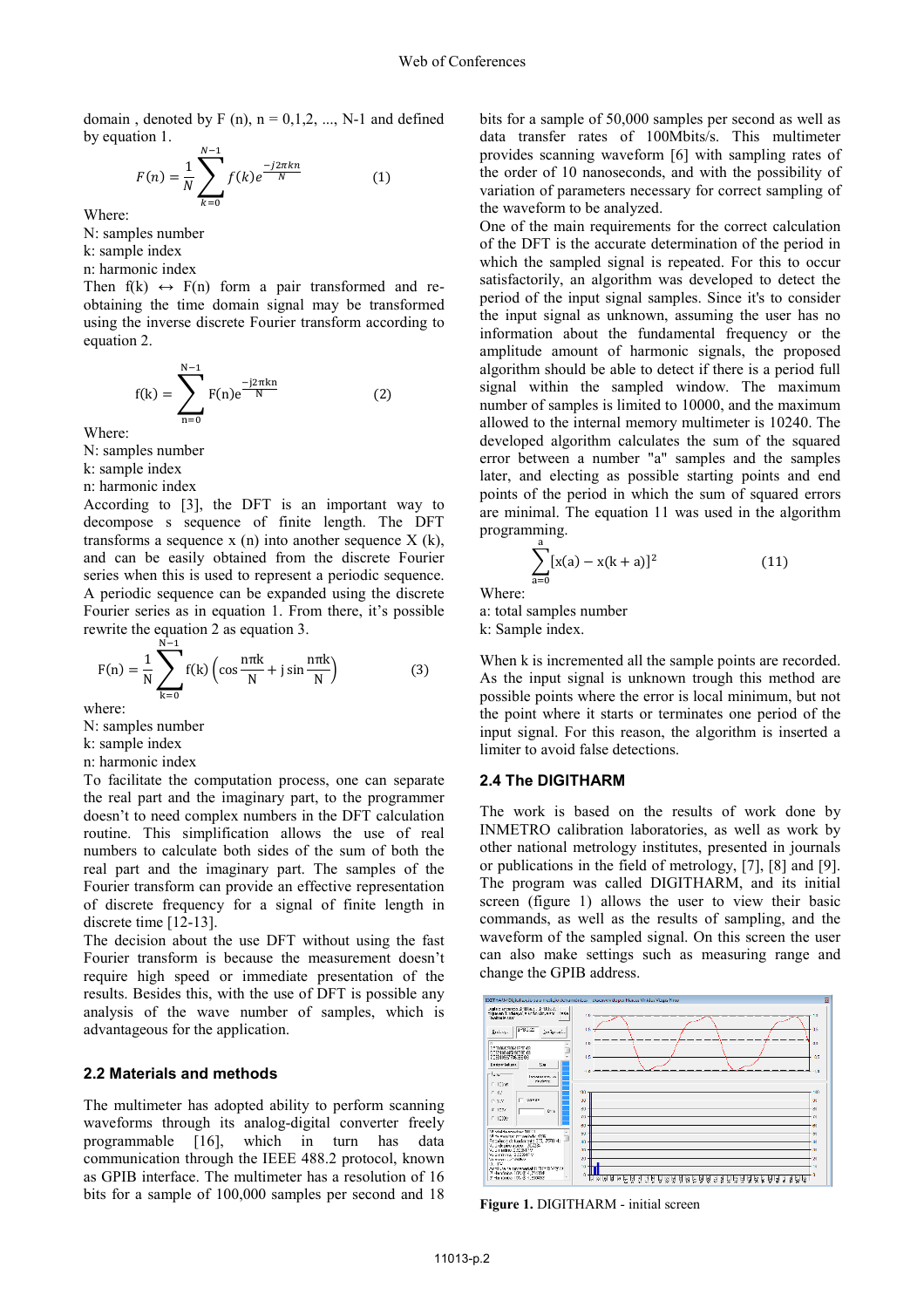domain , denoted by F (n), n = 0,1,2, ..., N-1 and defined by equation 1.

$$F(n) = \frac{1}{N}\sum_{k=0}^{N-1} f(k)e^{\frac{-j2\pi kn}{N}} \qquad (1)$$

Where:
N: samples number
k: sample index
n: harmonic index

Then f(k) ↔ F(n) form a pair transformed and re-obtaining the time domain signal may be transformed using the inverse discrete Fourier transform according to equation 2.

$$f(k) = \sum_{n=0}^{N-1} F(n)e^{\frac{-j2\pi kn}{N}} \qquad (2)$$

Where:
N: samples number
k: sample index
n: harmonic index

According to [3], the DFT is an important way to decompose s sequence of finite length. The DFT transforms a sequence x (n) into another sequence X (k), and can be easily obtained from the discrete Fourier series when this is used to represent a periodic sequence. A periodic sequence can be expanded using the discrete Fourier series as in equation 1. From there, it's possible rewrite the equation 2 as equation 3.

$$F(n) = \frac{1}{N}\sum_{k=0}^{N-1} f(k)\left(\cos\frac{n\pi k}{N} + j\sin\frac{n\pi k}{N}\right) \qquad (3)$$

where:
N: samples number
k: sample index
n: harmonic index

To facilitate the computation process, one can separate the real part and the imaginary part, to the programmer doesn't to need complex numbers in the DFT calculation routine. This simplification allows the use of real numbers to calculate both sides of the sum of both the real part and the imaginary part. The samples of the Fourier transform can provide an effective representation of discrete frequency for a signal of finite length in discrete time [12-13].

The decision about the use DFT without using the fast Fourier transform is because the measurement doesn't require high speed or immediate presentation of the results. Besides this, with the use of DFT is possible any analysis of the wave number of samples, which is advantageous for the application.

## 2.2 Materials and methods

The multimeter has adopted ability to perform scanning waveforms through its analog-digital converter freely programmable [16], which in turn has data communication through the IEEE 488.2 protocol, known as GPIB interface. The multimeter has a resolution of 16 bits for a sample of 100,000 samples per second and 18 bits for a sample of 50,000 samples per second as well as data transfer rates of 100Mbits/s. This multimeter provides scanning waveform [6] with sampling rates of the order of 10 nanoseconds, and with the possibility of variation of parameters necessary for correct sampling of the waveform to be analyzed.

One of the main requirements for the correct calculation of the DFT is the accurate determination of the period in which the sampled signal is repeated. For this to occur satisfactorily, an algorithm was developed to detect the period of the input signal samples. Since it's to consider the input signal as unknown, assuming the user has no information about the fundamental frequency or the amplitude amount of harmonic signals, the proposed algorithm should be able to detect if there is a period full signal within the sampled window. The maximum number of samples is limited to 10000, and the maximum allowed to the internal memory multimeter is 10240. The developed algorithm calculates the sum of the squared error between a number "a" samples and the samples later, and electing as possible starting points and end points of the period in which the sum of squared errors are minimal. The equation 11 was used in the algorithm programming.

$$\sum_{a=0}^{a}[x(a) - x(k+a)]^2 \qquad (11)$$

Where:
a: total samples number
k: Sample index.

When k is incremented all the sample points are recorded. As the input signal is unknown trough this method are possible points where the error is local minimum, but not the point where it starts or terminates one period of the input signal. For this reason, the algorithm is inserted a limiter to avoid false detections.

## 2.4 The DIGITHARM

The work is based on the results of work done by INMETRO calibration laboratories, as well as work by other national metrology institutes, presented in journals or publications in the field of metrology, [7], [8] and [9]. The program was called DIGITHARM, and its initial screen (figure 1) allows the user to view their basic commands, as well as the results of sampling, and the waveform of the sampled signal. On this screen the user can also make settings such as measuring range and change the GPIB address.

**Figure 1.** DIGITHARM - initial screen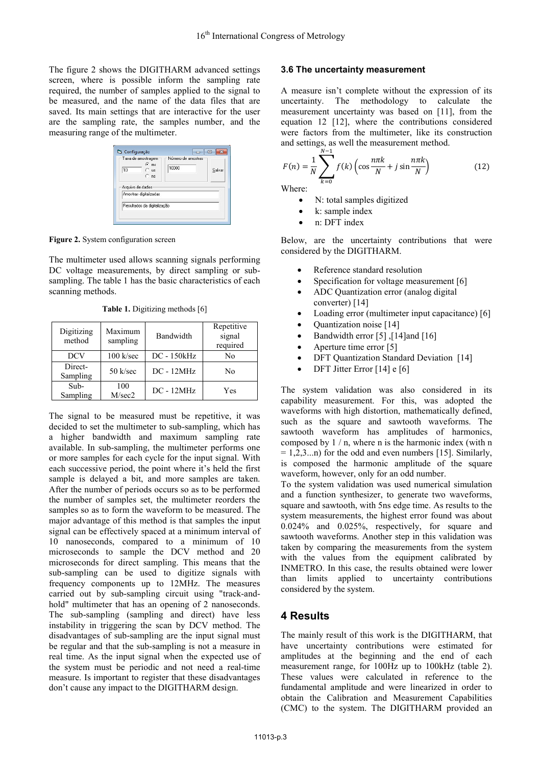The figure 2 shows the DIGITHARM advanced settings screen, where is possible inform the sampling rate required, the number of samples applied to the signal to be measured, and the name of the data files that are saved. Its main settings that are interactive for the user are the sampling rate, the samples number, and the measuring range of the multimeter.

**Figure 2.** System configuration screen

The multimeter used allows scanning signals performing DC voltage measurements, by direct sampling or sub-sampling. The table 1 has the basic characteristics of each scanning methods.

**Table 1.** Digitizing methods [6]

| Digitizing method | Maximum sampling | Bandwidth | Repetitive signal required |
|---|---|---|---|
| DCV | 100 k/sec | DC - 150kHz | No |
| Direct-Sampling | 50 k/sec | DC - 12MHz | No |
| Sub-Sampling | 100 M/sec2 | DC - 12MHz | Yes |

The signal to be measured must be repetitive, it was decided to set the multimeter to sub-sampling, which has a higher bandwidth and maximum sampling rate available. In sub-sampling, the multimeter performs one or more samples for each cycle for the input signal. With each successive period, the point where it's held the first sample is delayed a bit, and more samples are taken. After the number of periods occurs so as to be performed the number of samples set, the multimeter reorders the samples so as to form the waveform to be measured. The major advantage of this method is that samples the input signal can be effectively spaced at a minimum interval of 10 nanoseconds, compared to a minimum of 10 microseconds to sample the DCV method and 20 microseconds for direct sampling. This means that the sub-sampling can be used to digitize signals with frequency components up to 12MHz. The measures carried out by sub-sampling circuit using "track-and-hold" multimeter that has an opening of 2 nanoseconds. The sub-sampling (sampling and direct) have less instability in triggering the scan by DCV method. The disadvantages of sub-sampling are the input signal must be regular and that the sub-sampling is not a measure in real time. As the input signal when the expected use of the system must be periodic and not need a real-time measure. Is important to register that these disadvantages don't cause any impact to the DIGITHARM design.

### 3.6 The uncertainty measurement

A measure isn't complete without the expression of its uncertainty. The methodology to calculate the measurement uncertainty was based on [11], from the equation 12 [12], where the contributions considered were factors from the multimeter, like its construction and settings, as well the measurement method.

$$F(n) = \frac{1}{N}\sum_{k=0}^{N-1} f(k)\left(\cos\frac{n\pi k}{N} + j\sin\frac{n\pi k}{N}\right) \qquad (12)$$

Where:

- N: total samples digitized
- k: sample index
- n: DFT index

Below, are the uncertainty contributions that were considered by the DIGITHARM.

- Reference standard resolution
- Specification for voltage measurement [6]
- ADC Quantization error (analog digital converter) [14]
- Loading error (multimeter input capacitance) [6]
- Quantization noise [14]
- Bandwidth error [5] ,[14]and [16]
- Aperture time error [5]
- DFT Quantization Standard Deviation [14]
- DFT Jitter Error [14] e [6]

The system validation was also considered in its capability measurement. For this, was adopted the waveforms with high distortion, mathematically defined, such as the square and sawtooth waveforms. The sawtooth waveform has amplitudes of harmonics, composed by 1 / n, where n is the harmonic index (with n = 1,2,3...n) for the odd and even numbers [15]. Similarly, is composed the harmonic amplitude of the square waveform, however, only for an odd number.
To the system validation was used numerical simulation and a function synthesizer, to generate two waveforms, square and sawtooth, with 5ns edge time. As results to the system measurements, the highest error found was about 0.024% and 0.025%, respectively, for square and sawtooth waveforms. Another step in this validation was taken by comparing the measurements from the system with the values from the equipment calibrated by INMETRO. In this case, the results obtained were lower than limits applied to uncertainty contributions considered by the system.

## 4 Results

The mainly result of this work is the DIGITHARM, that have uncertainty contributions were estimated for amplitudes at the beginning and the end of each measurement range, for 100Hz up to 100kHz (table 2). These values were calculated in reference to the fundamental amplitude and were linearized in order to obtain the Calibration and Measurement Capabilities (CMC) to the system. The DIGITHARM provided an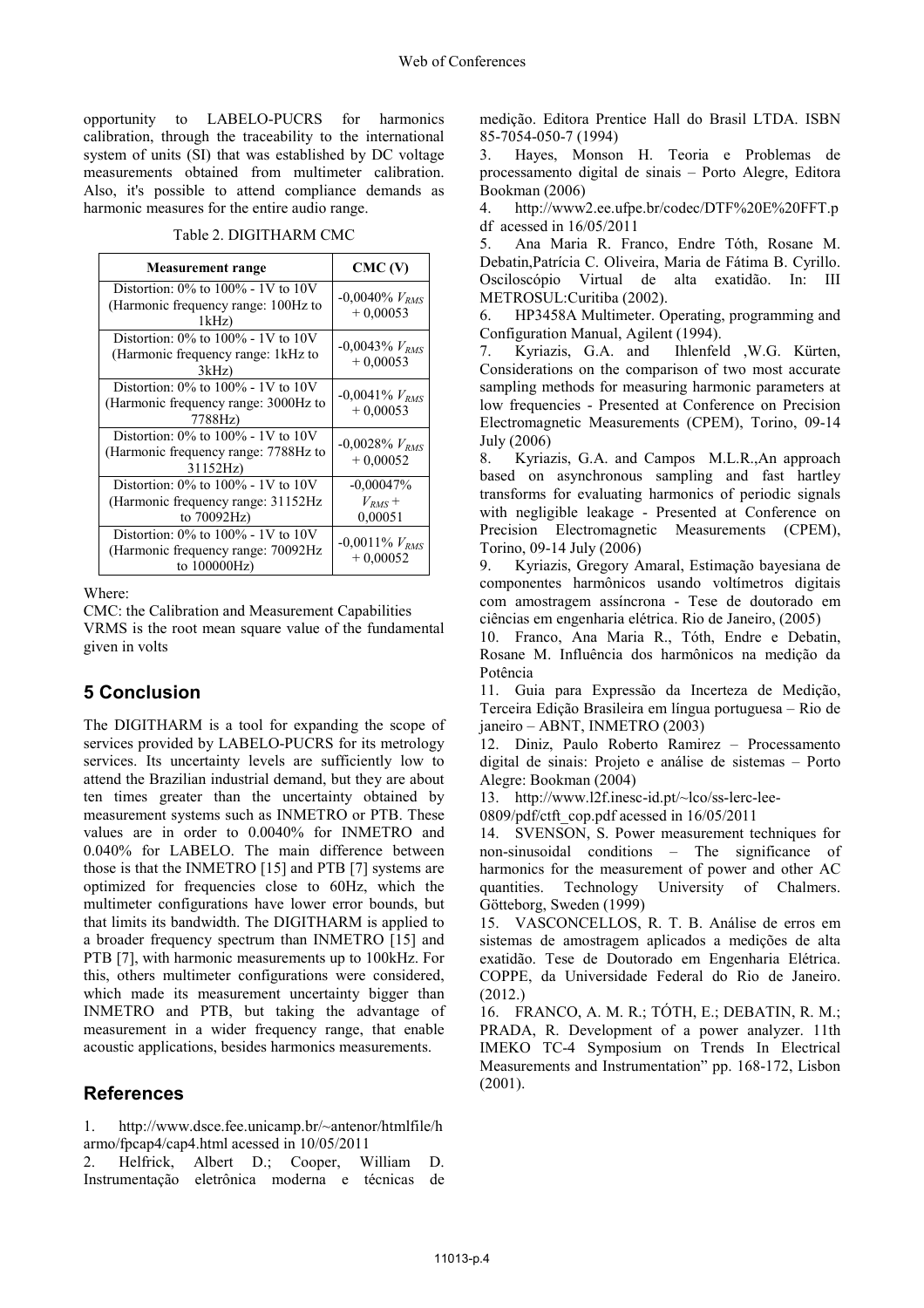opportunity to LABELO-PUCRS for harmonics calibration, through the traceability to the international system of units (SI) that was established by DC voltage measurements obtained from multimeter calibration. Also, it's possible to attend compliance demands as harmonic measures for the entire audio range.

Table 2. DIGITHARM CMC

| Measurement range | CMC (V) |
|---|---|
| Distortion: 0% to 100% - 1V to 10V (Harmonic frequency range: 100Hz to 1kHz) | -0,0040% $V_{RMS}$ + 0,00053 |
| Distortion: 0% to 100% - 1V to 10V (Harmonic frequency range: 1kHz to 3kHz) | -0,0043% $V_{RMS}$ + 0,00053 |
| Distortion: 0% to 100% - 1V to 10V (Harmonic frequency range: 3000Hz to 7788Hz) | -0,0041% $V_{RMS}$ + 0,00053 |
| Distortion: 0% to 100% - 1V to 10V (Harmonic frequency range: 7788Hz to 31152Hz) | -0,0028% $V_{RMS}$ + 0,00052 |
| Distortion: 0% to 100% - 1V to 10V (Harmonic frequency range: 31152Hz to 70092Hz) | -0,00047% $V_{RMS}$ + 0,00051 |
| Distortion: 0% to 100% - 1V to 10V (Harmonic frequency range: 70092Hz to 100000Hz) | -0,0011% $V_{RMS}$ + 0,00052 |

Where:

CMC: the Calibration and Measurement Capabilities

VRMS is the root mean square value of the fundamental given in volts

## 5 Conclusion

The DIGITHARM is a tool for expanding the scope of services provided by LABELO-PUCRS for its metrology services. Its uncertainty levels are sufficiently low to attend the Brazilian industrial demand, but they are about ten times greater than the uncertainty obtained by measurement systems such as INMETRO or PTB. These values are in order to 0.0040% for INMETRO and 0.040% for LABELO. The main difference between those is that the INMETRO [15] and PTB [7] systems are optimized for frequencies close to 60Hz, which the multimeter configurations have lower error bounds, but that limits its bandwidth. The DIGITHARM is applied to a broader frequency spectrum than INMETRO [15] and PTB [7], with harmonic measurements up to 100kHz. For this, others multimeter configurations were considered, which made its measurement uncertainty bigger than INMETRO and PTB, but taking the advantage of measurement in a wider frequency range, that enable acoustic applications, besides harmonics measurements.

## References

1. http://www.dsce.fee.unicamp.br/~antenor/htmlfile/harmo/fpcap4/cap4.html acessed in 10/05/2011
2. Helfrick, Albert D.; Cooper, William D. Instrumentação eletrônica moderna e técnicas de medição. Editora Prentice Hall do Brasil LTDA. ISBN 85-7054-050-7 (1994)
3. Hayes, Monson H. Teoria e Problemas de processamento digital de sinais – Porto Alegre, Editora Bookman (2006)
4. http://www2.ee.ufpe.br/codec/DTF%20E%20FFT.pdf acessed in 16/05/2011
5. Ana Maria R. Franco, Endre Tóth, Rosane M. Debatin,Patrícia C. Oliveira, Maria de Fátima B. Cyrillo. Osciloscópio Virtual de alta exatidão. In: III METROSUL:Curitiba (2002).
6. HP3458A Multimeter. Operating, programming and Configuration Manual, Agilent (1994).
7. Kyriazis, G.A. and Ihlenfeld ,W.G. Kürten, Considerations on the comparison of two most accurate sampling methods for measuring harmonic parameters at low frequencies - Presented at Conference on Precision Electromagnetic Measurements (CPEM), Torino, 09-14 July (2006)
8. Kyriazis, G.A. and Campos M.L.R.,An approach based on asynchronous sampling and fast hartley transforms for evaluating harmonics of periodic signals with negligible leakage - Presented at Conference on Precision Electromagnetic Measurements (CPEM), Torino, 09-14 July (2006)
9. Kyriazis, Gregory Amaral, Estimação bayesiana de componentes harmônicos usando voltímetros digitais com amostragem assíncrona - Tese de doutorado em ciências em engenharia elétrica. Rio de Janeiro, (2005)
10. Franco, Ana Maria R., Tóth, Endre e Debatin, Rosane M. Influência dos harmônicos na medição da Potência
11. Guia para Expressão da Incerteza de Medição, Terceira Edição Brasileira em língua portuguesa – Rio de janeiro – ABNT, INMETRO (2003)
12. Diniz, Paulo Roberto Ramirez – Processamento digital de sinais: Projeto e análise de sistemas – Porto Alegre: Bookman (2004)
13. http://www.l2f.inesc-id.pt/~lco/ss-lerc-lee-0809/pdf/ctft_cop.pdf acessed in 16/05/2011
14. SVENSON, S. Power measurement techniques for non-sinusoidal conditions – The significance of harmonics for the measurement of power and other AC quantities. Technology University of Chalmers. Götteborg, Sweden (1999)
15. VASCONCELLOS, R. T. B. Análise de erros em sistemas de amostragem aplicados a medições de alta exatidão. Tese de Doutorado em Engenharia Elétrica. COPPE, da Universidade Federal do Rio de Janeiro. (2012.)
16. FRANCO, A. M. R.; TÓTH, E.; DEBATIN, R. M.; PRADA, R. Development of a power analyzer. 11th IMEKO TC-4 Symposium on Trends In Electrical Measurements and Instrumentation" pp. 168-172, Lisbon (2001).